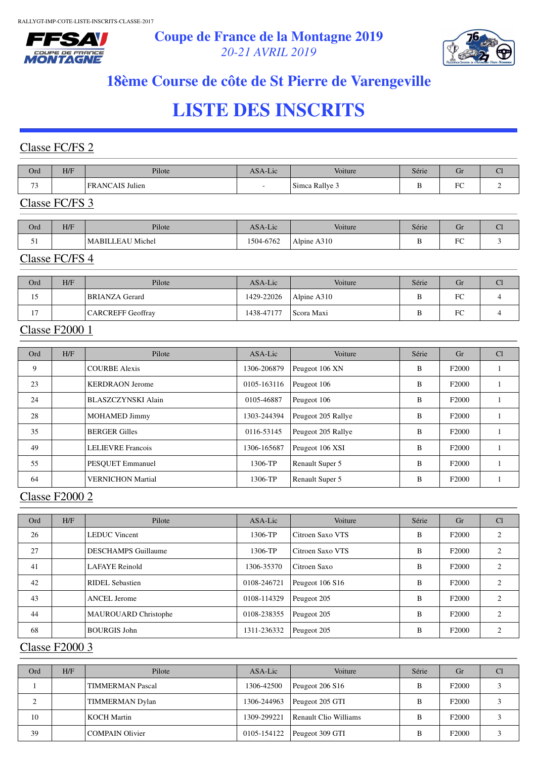# Coupe de France de la Montagne 2019

*20-21 AVRIL 2019*

## 18ème Course de côte de St Pierre de Varengeville

# LISTE DES INSCRITS

### Classe FC/FS 2

| Ord | H/F | Pilote | ASA-Lic | Voiture | Série | Gr | Cl |
|---|---|---|---|---|---|---|---|
| 73 | | FRANCAIS Julien | - | Simca Rallye 3 | B | FC | 2 |

### Classe FC/FS 3

| Ord | H/F | Pilote | ASA-Lic | Voiture | Série | Gr | Cl |
|---|---|---|---|---|---|---|---|
| 51 | | MABILLEAU Michel | 1504-6762 | Alpine A310 | B | FC | 3 |

### Classe FC/FS 4

| Ord | H/F | Pilote | ASA-Lic | Voiture | Série | Gr | Cl |
|---|---|---|---|---|---|---|---|
| 15 | | BRIANZA Gerard | 1429-22026 | Alpine A310 | B | FC | 4 |
| 17 | | CARCREFF Geoffray | 1438-47177 | Scora Maxi | B | FC | 4 |

### Classe F2000 1

| Ord | H/F | Pilote | ASA-Lic | Voiture | Série | Gr | Cl |
|---|---|---|---|---|---|---|---|
| 9 | | COURBE Alexis | 1306-206879 | Peugeot 106 XN | B | F2000 | 1 |
| 23 | | KERDRAON Jerome | 0105-163116 | Peugeot 106 | B | F2000 | 1 |
| 24 | | BLASZCZYNSKI Alain | 0105-46887 | Peugeot 106 | B | F2000 | 1 |
| 28 | | MOHAMED Jimmy | 1303-244394 | Peugeot 205 Rallye | B | F2000 | 1 |
| 35 | | BERGER Gilles | 0116-53145 | Peugeot 205 Rallye | B | F2000 | 1 |
| 49 | | LELIEVRE Francois | 1306-165687 | Peugeot 106 XSI | B | F2000 | 1 |
| 55 | | PESQUET Emmanuel | 1306-TP | Renault Super 5 | B | F2000 | 1 |
| 64 | | VERNICHON Martial | 1306-TP | Renault Super 5 | B | F2000 | 1 |

### Classe F2000 2

| Ord | H/F | Pilote | ASA-Lic | Voiture | Série | Gr | Cl |
|---|---|---|---|---|---|---|---|
| 26 | | LEDUC Vincent | 1306-TP | Citroen Saxo VTS | B | F2000 | 2 |
| 27 | | DESCHAMPS Guillaume | 1306-TP | Citroen Saxo VTS | B | F2000 | 2 |
| 41 | | LAFAYE Reinold | 1306-35370 | Citroen Saxo | B | F2000 | 2 |
| 42 | | RIDEL Sebastien | 0108-246721 | Peugeot 106 S16 | B | F2000 | 2 |
| 43 | | ANCEL Jerome | 0108-114329 | Peugeot 205 | B | F2000 | 2 |
| 44 | | MAUROUARD Christophe | 0108-238355 | Peugeot 205 | B | F2000 | 2 |
| 68 | | BOURGIS John | 1311-236332 | Peugeot 205 | B | F2000 | 2 |

### Classe F2000 3

| Ord | H/F | Pilote | ASA-Lic | Voiture | Série | Gr | Cl |
|---|---|---|---|---|---|---|---|
| 1 | | TIMMERMAN Pascal | 1306-42500 | Peugeot 206 S16 | B | F2000 | 3 |
| 2 | | TIMMERMAN Dylan | 1306-244963 | Peugeot 205 GTI | B | F2000 | 3 |
| 10 | | KOCH Martin | 1309-299221 | Renault Clio Williams | B | F2000 | 3 |
| 39 | | COMPAIN Olivier | 0105-154122 | Peugeot 309 GTI | B | F2000 | 3 |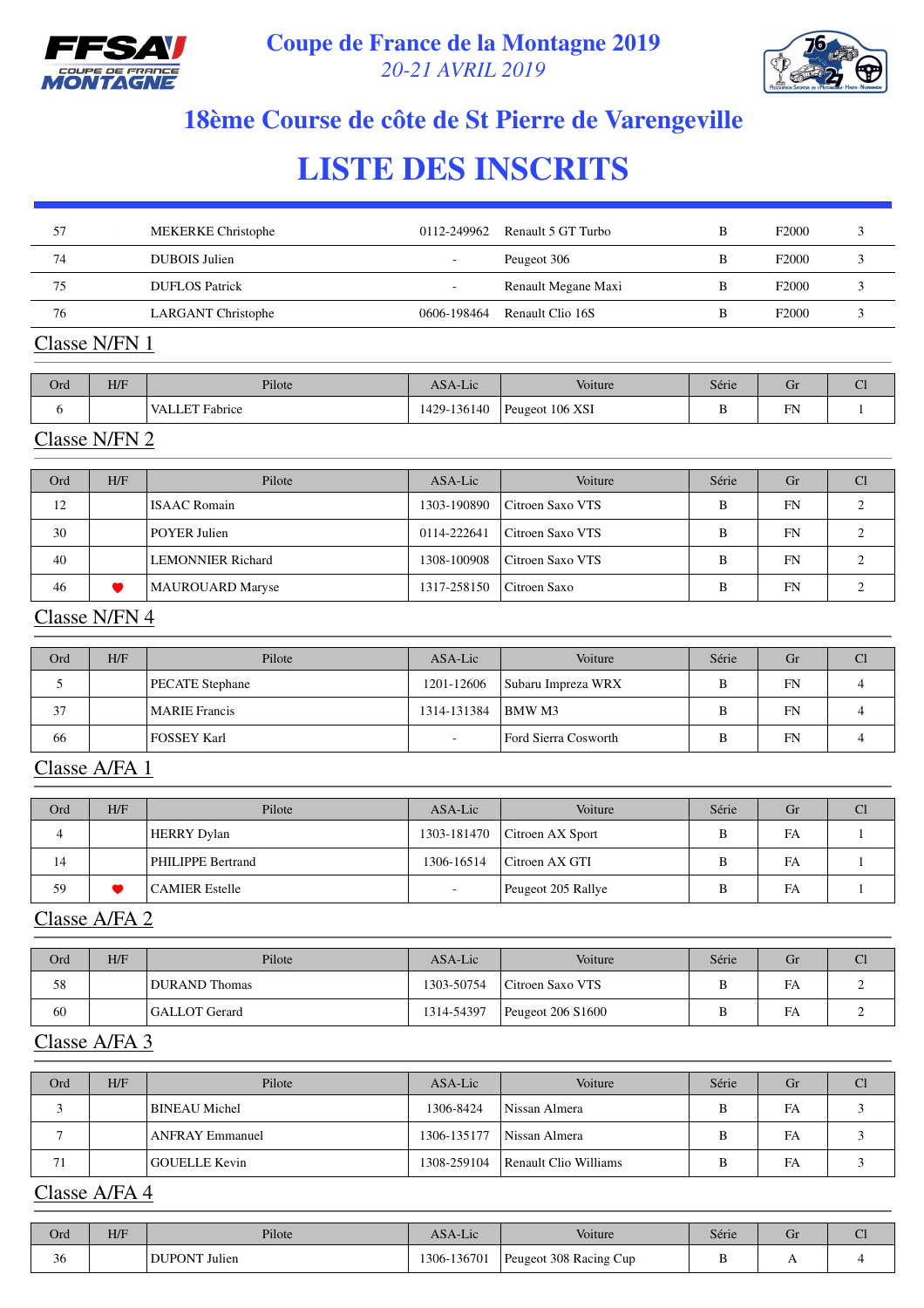# Coupe de France de la Montagne 2019

*20-21 AVRIL 2019*

## 18ème Course de côte de St Pierre de Varengeville

# LISTE DES INSCRITS

| | | | | | | | |
|---|---|---|---|---|---|---|---|
| 57 | | MEKERKE Christophe | 0112-249962 | Renault 5 GT Turbo | B | F2000 | 3 |
| 74 | | DUBOIS Julien | - | Peugeot 306 | B | F2000 | 3 |
| 75 | | DUFLOS Patrick | - | Renault Megane Maxi | B | F2000 | 3 |
| 76 | | LARGANT Christophe | 0606-198464 | Renault Clio 16S | B | F2000 | 3 |

## Classe N/FN 1

| Ord | H/F | Pilote | ASA-Lic | Voiture | Série | Gr | Cl |
|---|---|---|---|---|---|---|---|
| 6 | | VALLET Fabrice | 1429-136140 | Peugeot 106 XSI | B | FN | 1 |

## Classe N/FN 2

| Ord | H/F | Pilote | ASA-Lic | Voiture | Série | Gr | Cl |
|---|---|---|---|---|---|---|---|
| 12 | | ISAAC Romain | 1303-190890 | Citroen Saxo VTS | B | FN | 2 |
| 30 | | POYER Julien | 0114-222641 | Citroen Saxo VTS | B | FN | 2 |
| 40 | | LEMONNIER Richard | 1308-100908 | Citroen Saxo VTS | B | FN | 2 |
| 46 | ♥ | MAUROUARD Maryse | 1317-258150 | Citroen Saxo | B | FN | 2 |

## Classe N/FN 4

| Ord | H/F | Pilote | ASA-Lic | Voiture | Série | Gr | Cl |
|---|---|---|---|---|---|---|---|
| 5 | | PECATE Stephane | 1201-12606 | Subaru Impreza WRX | B | FN | 4 |
| 37 | | MARIE Francis | 1314-131384 | BMW M3 | B | FN | 4 |
| 66 | | FOSSEY Karl | - | Ford Sierra Cosworth | B | FN | 4 |

## Classe A/FA 1

| Ord | H/F | Pilote | ASA-Lic | Voiture | Série | Gr | Cl |
|---|---|---|---|---|---|---|---|
| 4 | | HERRY Dylan | 1303-181470 | Citroen AX Sport | B | FA | 1 |
| 14 | | PHILIPPE Bertrand | 1306-16514 | Citroen AX GTI | B | FA | 1 |
| 59 | ♥ | CAMIER Estelle | - | Peugeot 205 Rallye | B | FA | 1 |

## Classe A/FA 2

| Ord | H/F | Pilote | ASA-Lic | Voiture | Série | Gr | Cl |
|---|---|---|---|---|---|---|---|
| 58 | | DURAND Thomas | 1303-50754 | Citroen Saxo VTS | B | FA | 2 |
| 60 | | GALLOT Gerard | 1314-54397 | Peugeot 206 S1600 | B | FA | 2 |

## Classe A/FA 3

| Ord | H/F | Pilote | ASA-Lic | Voiture | Série | Gr | Cl |
|---|---|---|---|---|---|---|---|
| 3 | | BINEAU Michel | 1306-8424 | Nissan Almera | B | FA | 3 |
| 7 | | ANFRAY Emmanuel | 1306-135177 | Nissan Almera | B | FA | 3 |
| 71 | | GOUELLE Kevin | 1308-259104 | Renault Clio Williams | B | FA | 3 |

## Classe A/FA 4

| Ord | H/F | Pilote | ASA-Lic | Voiture | Série | Gr | Cl |
|---|---|---|---|---|---|---|---|
| 36 | | DUPONT Julien | 1306-136701 | Peugeot 308 Racing Cup | B | A | 4 |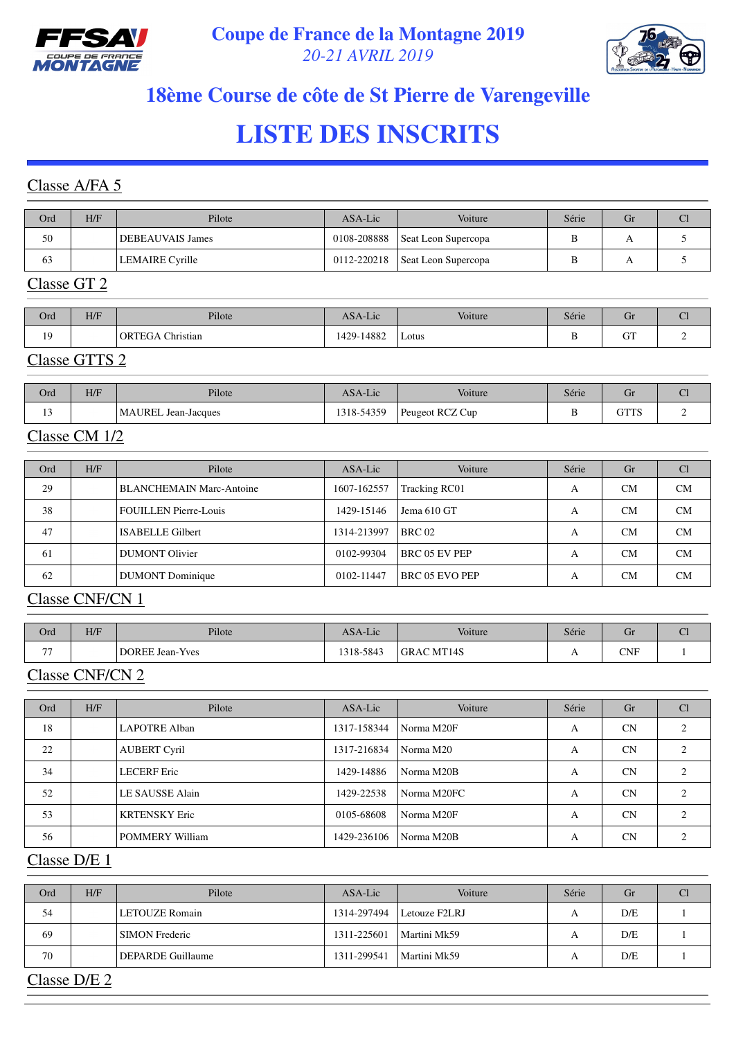# Coupe de France de la Montagne 2019

*20-21 AVRIL 2019*

## 18ème Course de côte de St Pierre de Varengeville

# LISTE DES INSCRITS

### Classe A/FA 5

| Ord | H/F | Pilote | ASA-Lic | Voiture | Série | Gr | Cl |
|---|---|---|---|---|---|---|---|
| 50 | | DEBEAUVAIS James | 0108-208888 | Seat Leon Supercopa | B | A | 5 |
| 63 | | LEMAIRE Cyrille | 0112-220218 | Seat Leon Supercopa | B | A | 5 |

### Classe GT 2

| Ord | H/F | Pilote | ASA-Lic | Voiture | Série | Gr | Cl |
|---|---|---|---|---|---|---|---|
| 19 | | ORTEGA Christian | 1429-14882 | Lotus | B | GT | 2 |

### Classe GTTS 2

| Ord | H/F | Pilote | ASA-Lic | Voiture | Série | Gr | Cl |
|---|---|---|---|---|---|---|---|
| 13 | | MAUREL Jean-Jacques | 1318-54359 | Peugeot RCZ Cup | B | GTTS | 2 |

### Classe CM 1/2

| Ord | H/F | Pilote | ASA-Lic | Voiture | Série | Gr | Cl |
|---|---|---|---|---|---|---|---|
| 29 | | BLANCHEMAIN Marc-Antoine | 1607-162557 | Tracking RC01 | A | CM | CM |
| 38 | | FOUILLEN Pierre-Louis | 1429-15146 | Jema 610 GT | A | CM | CM |
| 47 | | ISABELLE Gilbert | 1314-213997 | BRC 02 | A | CM | CM |
| 61 | | DUMONT Olivier | 0102-99304 | BRC 05 EV PEP | A | CM | CM |
| 62 | | DUMONT Dominique | 0102-11447 | BRC 05 EVO PEP | A | CM | CM |

### Classe CNF/CN 1

| Ord | H/F | Pilote | ASA-Lic | Voiture | Série | Gr | Cl |
|---|---|---|---|---|---|---|---|
| 77 | | DOREE Jean-Yves | 1318-5843 | GRAC MT14S | A | CNF | 1 |

### Classe CNF/CN 2

| Ord | H/F | Pilote | ASA-Lic | Voiture | Série | Gr | Cl |
|---|---|---|---|---|---|---|---|
| 18 | | LAPOTRE Alban | 1317-158344 | Norma M20F | A | CN | 2 |
| 22 | | AUBERT Cyril | 1317-216834 | Norma M20 | A | CN | 2 |
| 34 | | LECERF Eric | 1429-14886 | Norma M20B | A | CN | 2 |
| 52 | | LE SAUSSE Alain | 1429-22538 | Norma M20FC | A | CN | 2 |
| 53 | | KRTENSKY Eric | 0105-68608 | Norma M20F | A | CN | 2 |
| 56 | | POMMERY William | 1429-236106 | Norma M20B | A | CN | 2 |

### Classe D/E 1

| Ord | H/F | Pilote | ASA-Lic | Voiture | Série | Gr | Cl |
|---|---|---|---|---|---|---|---|
| 54 | | LETOUZE Romain | 1314-297494 | Letouze F2LRJ | A | D/E | 1 |
| 69 | | SIMON Frederic | 1311-225601 | Martini Mk59 | A | D/E | 1 |
| 70 | | DEPARDE Guillaume | 1311-299541 | Martini Mk59 | A | D/E | 1 |

### Classe D/E 2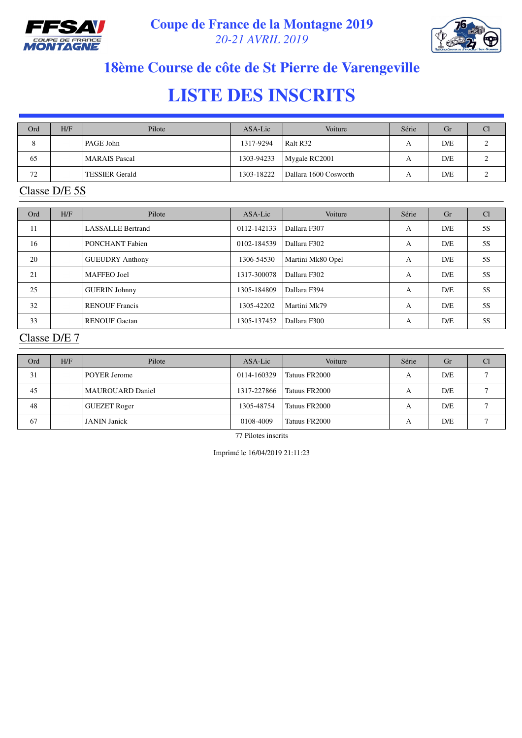# Coupe de France de la Montagne 2019

*20-21 AVRIL 2019*

## 18ème Course de côte de St Pierre de Varengeville

# LISTE DES INSCRITS

| Ord | H/F | Pilote | ASA-Lic | Voiture | Série | Gr | Cl |
|---|---|---|---|---|---|---|---|
| 8 | | PAGE John | 1317-9294 | Ralt R32 | A | D/E | 2 |
| 65 | | MARAIS Pascal | 1303-94233 | Mygale RC2001 | A | D/E | 2 |
| 72 | | TESSIER Gerald | 1303-18222 | Dallara 1600 Cosworth | A | D/E | 2 |

## Classe D/E 5S

| Ord | H/F | Pilote | ASA-Lic | Voiture | Série | Gr | Cl |
|---|---|---|---|---|---|---|---|
| 11 | | LASSALLE Bertrand | 0112-142133 | Dallara F307 | A | D/E | 5S |
| 16 | | PONCHANT Fabien | 0102-184539 | Dallara F302 | A | D/E | 5S |
| 20 | | GUEUDRY Anthony | 1306-54530 | Martini Mk80 Opel | A | D/E | 5S |
| 21 | | MAFFEO Joel | 1317-300078 | Dallara F302 | A | D/E | 5S |
| 25 | | GUERIN Johnny | 1305-184809 | Dallara F394 | A | D/E | 5S |
| 32 | | RENOUF Francis | 1305-42202 | Martini Mk79 | A | D/E | 5S |
| 33 | | RENOUF Gaetan | 1305-137452 | Dallara F300 | A | D/E | 5S |

## Classe D/E 7

| Ord | H/F | Pilote | ASA-Lic | Voiture | Série | Gr | Cl |
|---|---|---|---|---|---|---|---|
| 31 | | POYER Jerome | 0114-160329 | Tatuus FR2000 | A | D/E | 7 |
| 45 | | MAUROUARD Daniel | 1317-227866 | Tatuus FR2000 | A | D/E | 7 |
| 48 | | GUEZET Roger | 1305-48754 | Tatuus FR2000 | A | D/E | 7 |
| 67 | | JANIN Janick | 0108-4009 | Tatuus FR2000 | A | D/E | 7 |

77 Pilotes inscrits

Imprimé le 16/04/2019 21:11:23